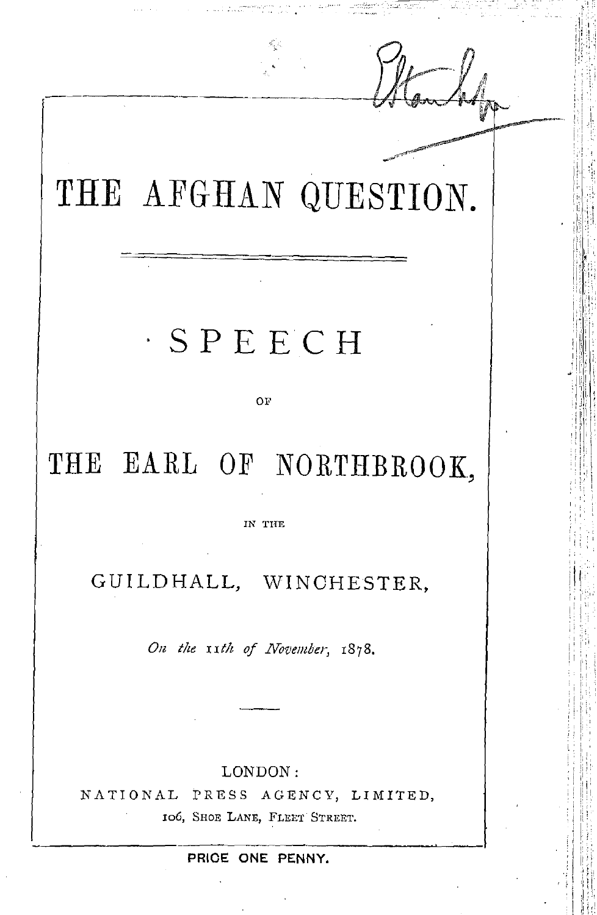# THE AFGHAN QUESTION.

## SPEECH

OF

## THE EARL OF NORTHBROOK,

IN THE

GUILDHALL, WINCHESTER,

*On the 11th of November*, 1878.

---

LONDON:
NATIONAL PRESS AGENCY, LIMITED,
106, SHOE LANE, FLEET STREET.

PRICE ONE PENNY.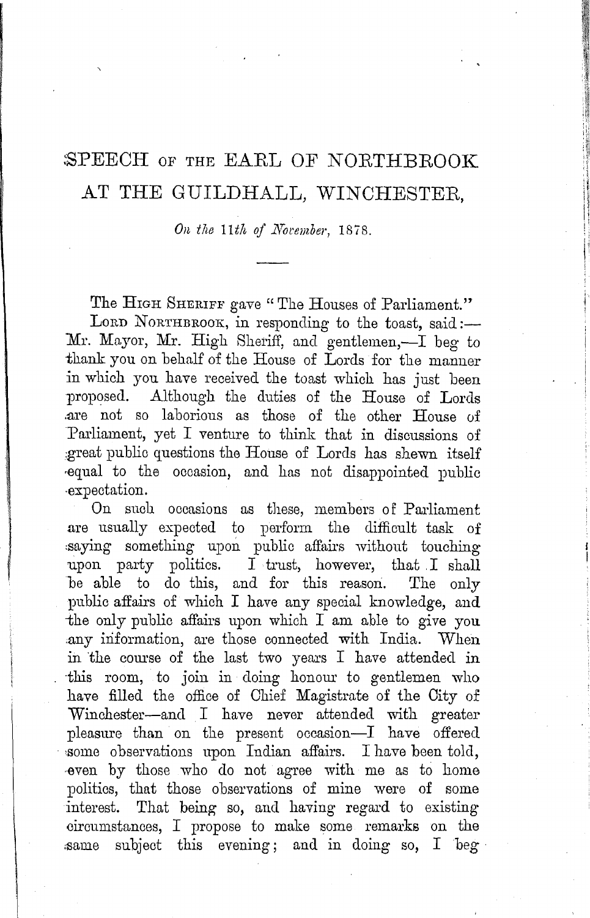# SPEECH OF THE EARL OF NORTHBROOK AT THE GUILDHALL, WINCHESTER,

*On the 11th of November*, 1878.

---

The HIGH SHERIFF gave "The Houses of Parliament."

LORD NORTHBROOK, in responding to the toast, said:—Mr. Mayor, Mr. High Sheriff, and gentlemen,—I beg to thank you on behalf of the House of Lords for the manner in which you have received the toast which has just been proposed. Although the duties of the House of Lords are not so laborious as those of the other House of Parliament, yet I venture to think that in discussions of great public questions the House of Lords has shewn itself equal to the occasion, and has not disappointed public expectation.

On such occasions as these, members of Parliament are usually expected to perform the difficult task of saying something upon public affairs without touching upon party politics. I trust, however, that I shall be able to do this, and for this reason. The only public affairs of which I have any special knowledge, and the only public affairs upon which I am able to give you any information, are those connected with India. When in the course of the last two years I have attended in this room, to join in doing honour to gentlemen who have filled the office of Chief Magistrate of the City of Winchester—and I have never attended with greater pleasure than on the present occasion—I have offered some observations upon Indian affairs. I have been told, even by those who do not agree with me as to home politics, that those observations of mine were of some interest. That being so, and having regard to existing circumstances, I propose to make some remarks on the same subject this evening; and in doing so, I beg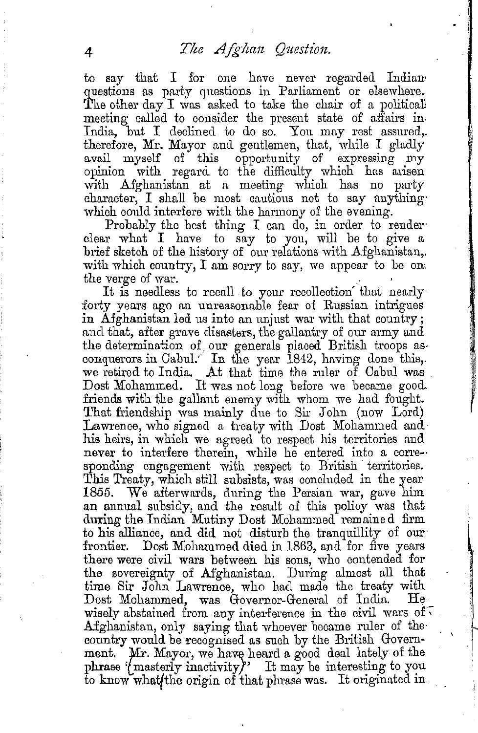to say that I for one have never regarded Indian questions as party questions in Parliament or elsewhere. The other day I was asked to take the chair of a political meeting called to consider the present state of affairs in India, but I declined to do so. You may rest assured, therefore, Mr. Mayor and gentlemen, that, while I gladly avail myself of this opportunity of expressing my opinion with regard to the difficulty which has arisen with Afghanistan at a meeting which has no party character, I shall be most cautious not to say anything which could interfere with the harmony of the evening.

Probably the best thing I can do, in order to render clear what I have to say to you, will be to give a brief sketch of the history of our relations with Afghanistan, with which country, I am sorry to say, we appear to be on the verge of war.

It is needless to recall to your recollection that nearly forty years ago an unreasonable fear of Russian intrigues in Afghanistan led us into an unjust war with that country; and that, after grave disasters, the gallantry of our army and the determination of our generals placed British troops as conquerors in Cabul. In the year 1842, having done this, we retired to India. At that time the ruler of Cabul was Dost Mohammed. It was not long before we became good friends with the gallant enemy with whom we had fought. That friendship was mainly due to Sir John (now Lord) Lawrence, who signed a treaty with Dost Mohammed and his heirs, in which we agreed to respect his territories and never to interfere therein, while he entered into a corresponding engagement with respect to British territories. This Treaty, which still subsists, was concluded in the year 1855. We afterwards, during the Persian war, gave him an annual subsidy, and the result of this policy was that during the Indian Mutiny Dost Mohammed remained firm to his alliance, and did not disturb the tranquillity of our frontier. Dost Mohammed died in 1863, and for five years there were civil wars between his sons, who contended for the sovereignty of Afghanistan. During almost all that time Sir John Lawrence, who had made the treaty with Dost Mohammed, was Governor-General of India. He wisely abstained from any interference in the civil wars of Afghanistan, only saying that whoever became ruler of the country would be recognised as such by the British Government. Mr. Mayor, we have heard a good deal lately of the phrase "masterly inactivity." It may be interesting to you to know what the origin of that phrase was. It originated in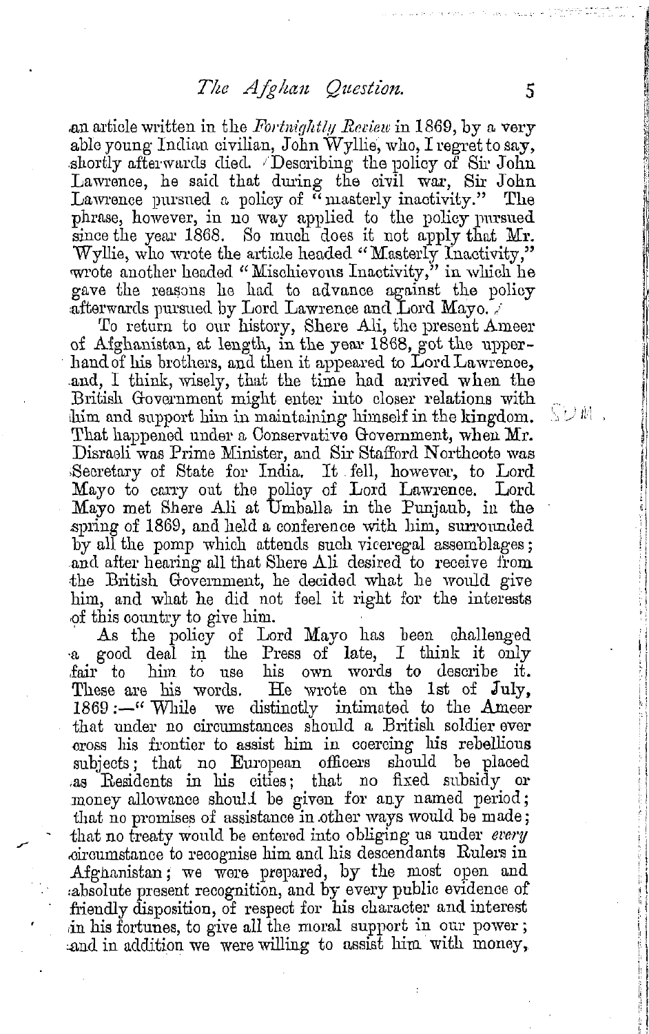an article written in the *Fortnightly Review* in 1869, by a very able young Indian civilian, John Wyllie, who, I regret to say, shortly afterwards died. Describing the policy of Sir John Lawrence, he said that during the civil war, Sir John Lawrence pursued a policy of "masterly inactivity." The phrase, however, in no way applied to the policy pursued since the year 1868. So much does it not apply that Mr. Wyllie, who wrote the article headed "Masterly Inactivity," wrote another headed "Mischievous Inactivity," in which he gave the reasons he had to advance against the policy afterwards pursued by Lord Lawrence and Lord Mayo.

To return to our history, Shere Ali, the present Ameer of Afghanistan, at length, in the year 1868, got the upper-hand of his brothers, and then it appeared to Lord Lawrence, and, I think, wisely, that the time had arrived when the British Government might enter into closer relations with him and support him in maintaining himself in the kingdom. That happened under a Conservative Government, when Mr. Disraeli was Prime Minister, and Sir Stafford Northcote was Secretary of State for India. It fell, however, to Lord Mayo to carry out the policy of Lord Lawrence. Lord Mayo met Shere Ali at Umballa in the Punjaub, in the spring of 1869, and held a conference with him, surrounded by all the pomp which attends such viceregal assemblages; and after hearing all that Shere Ali desired to receive from the British Government, he decided what he would give him, and what he did not feel it right for the interests of this country to give him.

As the policy of Lord Mayo has been challenged a good deal in the Press of late, I think it only fair to him to use his own words to describe it. These are his words. He wrote on the 1st of July, 1869:—"While we distinctly intimated to the Ameer that under no circumstances should a British soldier ever cross his frontier to assist him in coercing his rebellious subjects; that no European officers should be placed as Residents in his cities; that no fixed subsidy or money allowance should be given for any named period; that no promises of assistance in other ways would be made; that no treaty would be entered into obliging us under *every* circumstance to recognise him and his descendants Rulers in Afghanistan; we were prepared, by the most open and absolute present recognition, and by every public evidence of friendly disposition, of respect for his character and interest in his fortunes, to give all the moral support in our power; and in addition we were willing to assist him with money,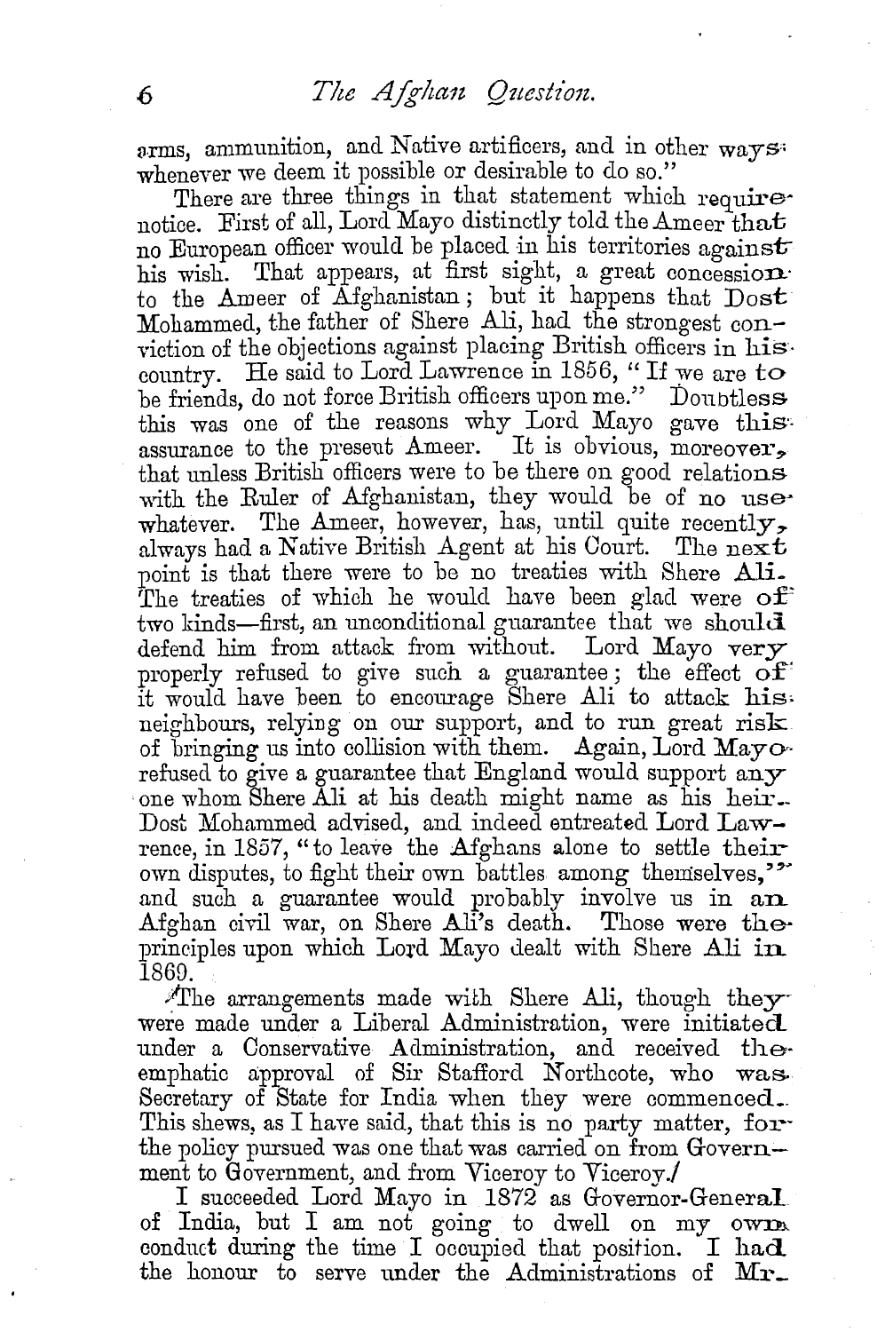arms, ammunition, and Native artificers, and in other ways whenever we deem it possible or desirable to do so."

There are three things in that statement which require notice. First of all, Lord Mayo distinctly told the Ameer that no European officer would be placed in his territories against his wish. That appears, at first sight, a great concession to the Ameer of Afghanistan; but it happens that Dost Mohammed, the father of Shere Ali, had the strongest conviction of the objections against placing British officers in his country. He said to Lord Lawrence in 1856, "If we are to be friends, do not force British officers upon me." Doubtless this was one of the reasons why Lord Mayo gave this assurance to the present Ameer. It is obvious, moreover, that unless British officers were to be there on good relations with the Ruler of Afghanistan, they would be of no use whatever. The Ameer, however, has, until quite recently, always had a Native British Agent at his Court. The next point is that there were to be no treaties with Shere Ali. The treaties of which he would have been glad were of two kinds—first, an unconditional guarantee that we should defend him from attack from without. Lord Mayo very properly refused to give such a guarantee; the effect of it would have been to encourage Shere Ali to attack his neighbours, relying on our support, and to run great risk of bringing us into collision with them. Again, Lord Mayo refused to give a guarantee that England would support any one whom Shere Ali at his death might name as his heir. Dost Mohammed advised, and indeed entreated Lord Lawrence, in 1857, "to leave the Afghans alone to settle their own disputes, to fight their own battles among themselves," and such a guarantee would probably involve us in an Afghan civil war, on Shere Ali's death. Those were the principles upon which Lord Mayo dealt with Shere Ali in 1869.

The arrangements made with Shere Ali, though they were made under a Liberal Administration, were initiated under a Conservative Administration, and received the emphatic approval of Sir Stafford Northcote, who was Secretary of State for India when they were commenced. This shews, as I have said, that this is no party matter, for the policy pursued was one that was carried on from Government to Government, and from Viceroy to Viceroy.

I succeeded Lord Mayo in 1872 as Governor-General of India, but I am not going to dwell on my own conduct during the time I occupied that position. I had the honour to serve under the Administrations of Mr.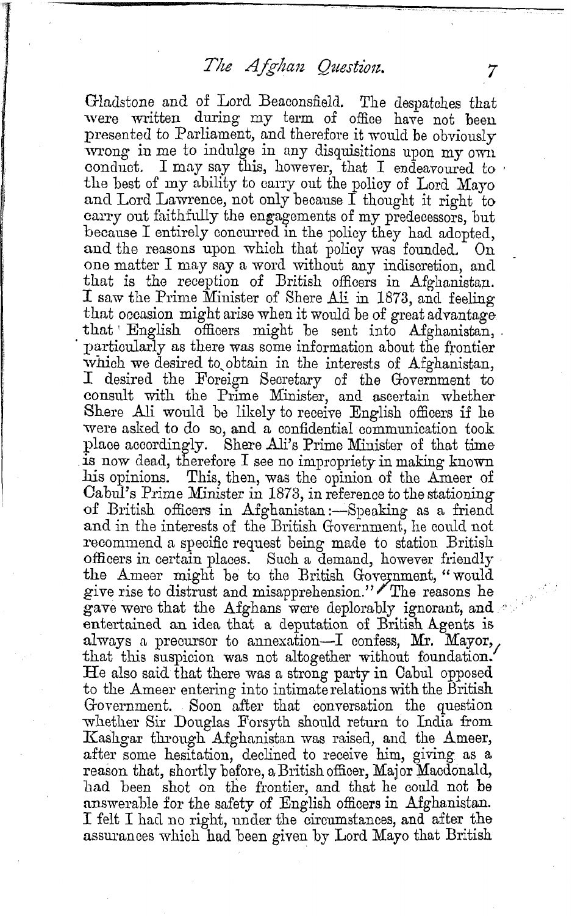Gladstone and of Lord Beaconsfield. The despatches that were written during my term of office have not been presented to Parliament, and therefore it would be obviously wrong in me to indulge in any disquisitions upon my own conduct. I may say this, however, that I endeavoured to the best of my ability to carry out the policy of Lord Mayo and Lord Lawrence, not only because I thought it right to carry out faithfully the engagements of my predecessors, but because I entirely concurred in the policy they had adopted, and the reasons upon which that policy was founded. On one matter I may say a word without any indiscretion, and that is the reception of British officers in Afghanistan. I saw the Prime Minister of Shere Ali in 1873, and feeling that occasion might arise when it would be of great advantage that English officers might be sent into Afghanistan, particularly as there was some information about the frontier which we desired to obtain in the interests of Afghanistan, I desired the Foreign Secretary of the Government to consult with the Prime Minister, and ascertain whether Shere Ali would be likely to receive English officers if he were asked to do so, and a confidential communication took place accordingly. Shere Ali's Prime Minister of that time is now dead, therefore I see no impropriety in making known his opinions. This, then, was the opinion of the Ameer of Cabul's Prime Minister in 1873, in reference to the stationing of British officers in Afghanistan:—Speaking as a friend and in the interests of the British Government, he could not recommend a specific request being made to station British officers in certain places. Such a demand, however friendly the Ameer might be to the British Government, "would give rise to distrust and misapprehension." The reasons he gave were that the Afghans were deplorably ignorant, and entertained an idea that a deputation of British Agents is always a precursor to annexation—I confess, Mr. Mayor, that this suspicion was not altogether without foundation. He also said that there was a strong party in Cabul opposed to the Ameer entering into intimate relations with the British Government. Soon after that conversation the question whether Sir Douglas Forsyth should return to India from Kashgar through Afghanistan was raised, and the Ameer, after some hesitation, declined to receive him, giving as a reason that, shortly before, a British officer, Major Macdonald, had been shot on the frontier, and that he could not be answerable for the safety of English officers in Afghanistan. I felt I had no right, under the circumstances, and after the assurances which had been given by Lord Mayo that British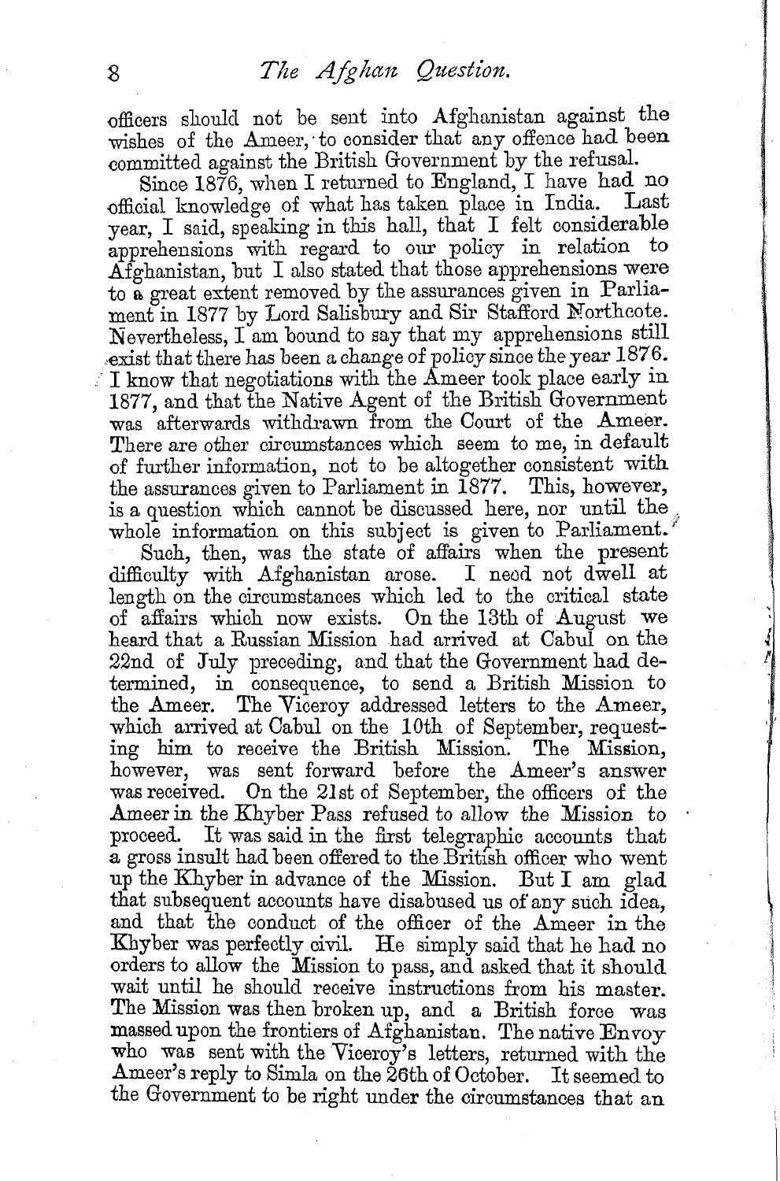officers should not be sent into Afghanistan against the wishes of the Ameer, to consider that any offence had been committed against the British Government by the refusal.

Since 1876, when I returned to England, I have had no official knowledge of what has taken place in India. Last year, I said, speaking in this hall, that I felt considerable apprehensions with regard to our policy in relation to Afghanistan, but I also stated that those apprehensions were to a great extent removed by the assurances given in Parliament in 1877 by Lord Salisbury and Sir Stafford Northcote. Nevertheless, I am bound to say that my apprehensions still exist that there has been a change of policy since the year 1876. I know that negotiations with the Ameer took place early in 1877, and that the Native Agent of the British Government was afterwards withdrawn from the Court of the Ameer. There are other circumstances which seem to me, in default of further information, not to be altogether consistent with the assurances given to Parliament in 1877. This, however, is a question which cannot be discussed here, nor until the whole information on this subject is given to Parliament.

Such, then, was the state of affairs when the present difficulty with Afghanistan arose. I need not dwell at length on the circumstances which led to the critical state of affairs which now exists. On the 13th of August we heard that a Russian Mission had arrived at Cabul on the 22nd of July preceding, and that the Government had determined, in consequence, to send a British Mission to the Ameer. The Viceroy addressed letters to the Ameer, which arrived at Cabul on the 10th of September, requesting him to receive the British Mission. The Mission, however, was sent forward before the Ameer's answer was received. On the 21st of September, the officers of the Ameer in the Khyber Pass refused to allow the Mission to proceed. It was said in the first telegraphic accounts that a gross insult had been offered to the British officer who went up the Khyber in advance of the Mission. But I am glad that subsequent accounts have disabused us of any such idea, and that the conduct of the officer of the Ameer in the Khyber was perfectly civil. He simply said that he had no orders to allow the Mission to pass, and asked that it should wait until he should receive instructions from his master. The Mission was then broken up, and a British force was massed upon the frontiers of Afghanistan. The native Envoy who was sent with the Viceroy's letters, returned with the Ameer's reply to Simla on the 26th of October. It seemed to the Government to be right under the circumstances that an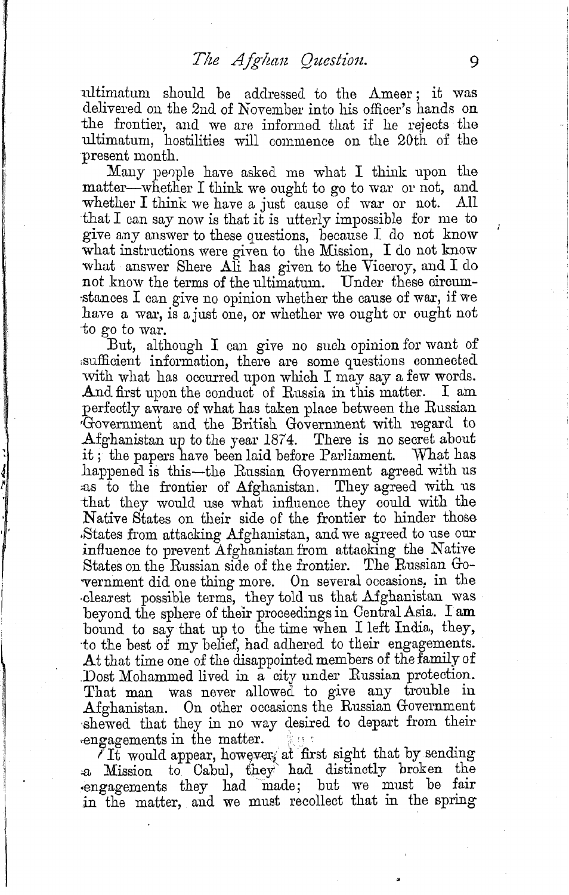ultimatum should be addressed to the Ameer; it was delivered on the 2nd of November into his officer's hands on the frontier, and we are informed that if he rejects the ultimatum, hostilities will commence on the 20th of the present month.

Many people have asked me what I think upon the matter—whether I think we ought to go to war or not, and whether I think we have a just cause of war or not. All that I can say now is that it is utterly impossible for me to give any answer to these questions, because I do not know what instructions were given to the Mission, I do not know what answer Shere Ali has given to the Viceroy, and I do not know the terms of the ultimatum. Under these circumstances I can give no opinion whether the cause of war, if we have a war, is a just one, or whether we ought or ought not to go to war.

But, although I can give no such opinion for want of sufficient information, there are some questions connected with what has occurred upon which I may say a few words. And first upon the conduct of Russia in this matter. I am perfectly aware of what has taken place between the Russian Government and the British Government with regard to Afghanistan up to the year 1874. There is no secret about it; the papers have been laid before Parliament. What has happened is this—the Russian Government agreed with us as to the frontier of Afghanistan. They agreed with us that they would use what influence they could with the Native States on their side of the frontier to hinder those States from attacking Afghanistan, and we agreed to use our influence to prevent Afghanistan from attacking the Native States on the Russian side of the frontier. The Russian Government did one thing more. On several occasions, in the clearest possible terms, they told us that Afghanistan was beyond the sphere of their proceedings in Central Asia. I am bound to say that up to the time when I left India, they, to the best of my belief, had adhered to their engagements. At that time one of the disappointed members of the family of Dost Mohammed lived in a city under Russian protection. That man was never allowed to give any trouble in Afghanistan. On other occasions the Russian Government shewed that they in no way desired to depart from their engagements in the matter.

It would appear, however, at first sight that by sending a Mission to Cabul, they had distinctly broken the engagements they had made; but we must be fair in the matter, and we must recollect that in the spring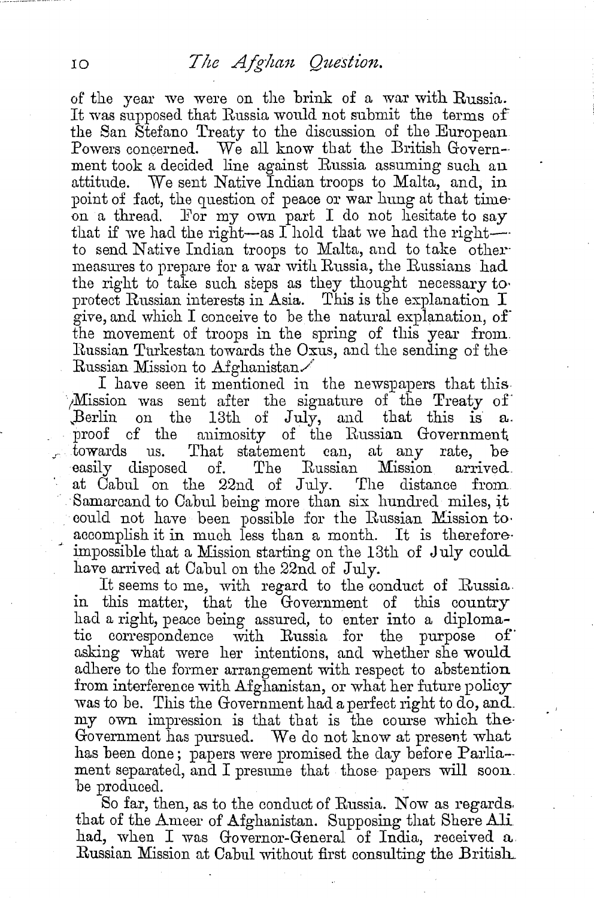of the year we were on the brink of a war with Russia. It was supposed that Russia would not submit the terms of the San Stefano Treaty to the discussion of the European Powers concerned. We all know that the British Government took a decided line against Russia assuming such an attitude. We sent Native Indian troops to Malta, and, in point of fact, the question of peace or war hung at that time on a thread. For my own part I do not hesitate to say that if we had the right—as I hold that we had the right—to send Native Indian troops to Malta, and to take other measures to prepare for a war with Russia, the Russians had the right to take such steps as they thought necessary to protect Russian interests in Asia. This is the explanation I give, and which I conceive to be the natural explanation, of the movement of troops in the spring of this year from Russian Turkestan towards the Oxus, and the sending of the Russian Mission to Afghanistan.

I have seen it mentioned in the newspapers that this Mission was sent after the signature of the Treaty of Berlin on the 13th of July, and that this is a proof of the animosity of the Russian Government towards us. That statement can, at any rate, be easily disposed of. The Russian Mission arrived at Cabul on the 22nd of July. The distance from Samarcand to Cabul being more than six hundred miles, it could not have been possible for the Russian Mission to accomplish it in much less than a month. It is therefore impossible that a Mission starting on the 13th of July could have arrived at Cabul on the 22nd of July.

It seems to me, with regard to the conduct of Russia in this matter, that the Government of this country had a right, peace being assured, to enter into a diplomatic correspondence with Russia for the purpose of asking what were her intentions, and whether she would adhere to the former arrangement with respect to abstention from interference with Afghanistan, or what her future policy was to be. This the Government had a perfect right to do, and my own impression is that that is the course which the Government has pursued. We do not know at present what has been done; papers were promised the day before Parliament separated, and I presume that those papers will soon be produced.

So far, then, as to the conduct of Russia. Now as regards that of the Ameer of Afghanistan. Supposing that Shere Ali had, when I was Governor-General of India, received a Russian Mission at Cabul without first consulting the British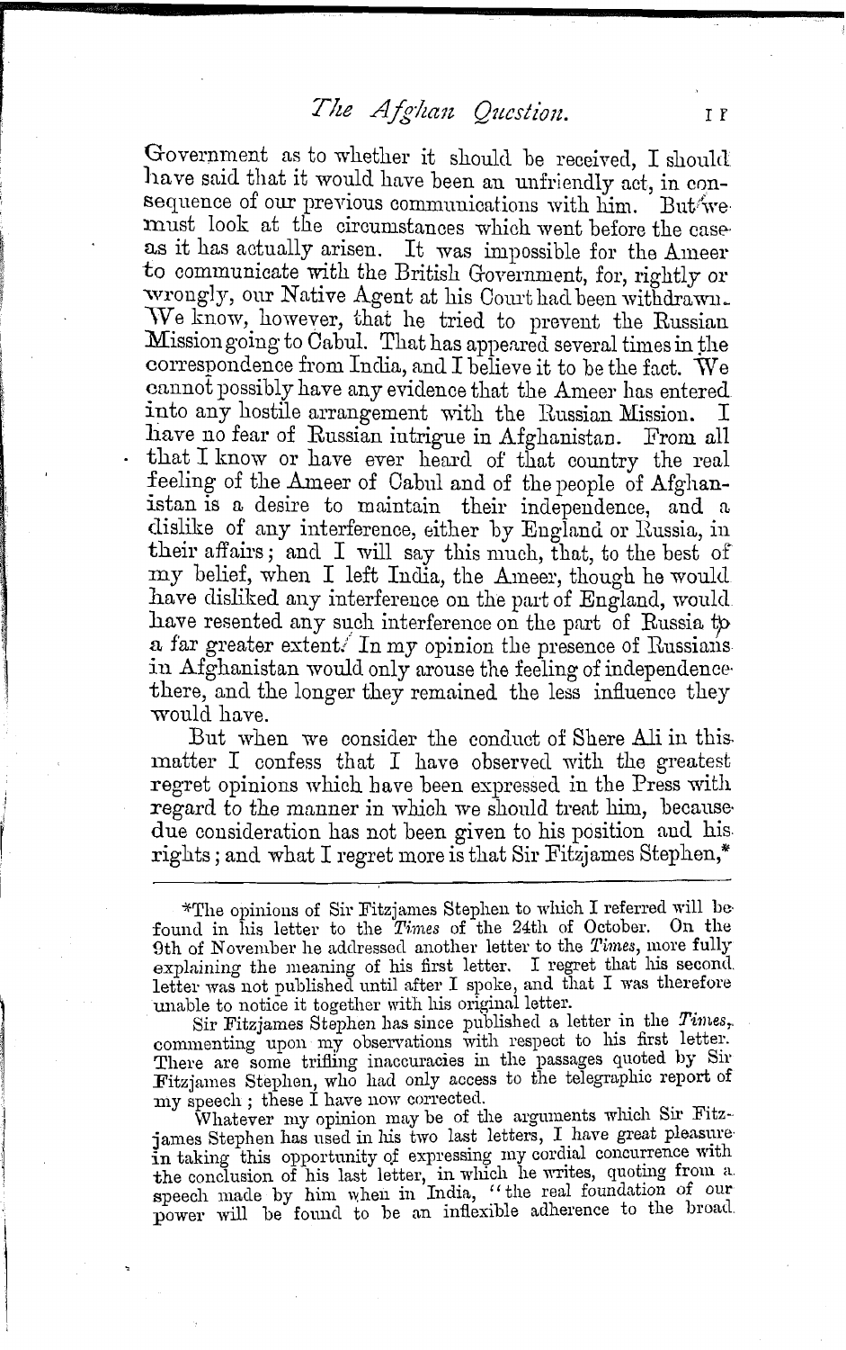Government as to whether it should be received, I should have said that it would have been an unfriendly act, in consequence of our previous communications with him. But we must look at the circumstances which went before the case as it has actually arisen. It was impossible for the Ameer to communicate with the British Government, for, rightly or wrongly, our Native Agent at his Court had been withdrawn. We know, however, that he tried to prevent the Russian Mission going to Cabul. That has appeared several times in the correspondence from India, and I believe it to be the fact. We cannot possibly have any evidence that the Ameer has entered into any hostile arrangement with the Russian Mission. I have no fear of Russian intrigue in Afghanistan. From all that I know or have ever heard of that country the real feeling of the Ameer of Cabul and of the people of Afghanistan is a desire to maintain their independence, and a dislike of any interference, either by England or Russia, in their affairs; and I will say this much, that, to the best of my belief, when I left India, the Ameer, though he would have disliked any interference on the part of England, would have resented any such interference on the part of Russia to a far greater extent. In my opinion the presence of Russians in Afghanistan would only arouse the feeling of independence there, and the longer they remained the less influence they would have.

But when we consider the conduct of Shere Ali in this matter I confess that I have observed with the greatest regret opinions which have been expressed in the Press with regard to the manner in which we should treat him, because due consideration has not been given to his position and his rights; and what I regret more is that Sir Fitzjames Stephen,*

---

*The opinions of Sir Fitzjames Stephen to which I referred will be found in his letter to the *Times* of the 24th of October. On the 9th of November he addressed another letter to the *Times*, more fully explaining the meaning of his first letter. I regret that his second letter was not published until after I spoke, and that I was therefore unable to notice it together with his original letter.

Sir Fitzjames Stephen has since published a letter in the *Times*, commenting upon my observations with respect to his first letter. There are some trifling inaccuracies in the passages quoted by Sir Fitzjames Stephen, who had only access to the telegraphic report of my speech; these I have now corrected.

Whatever my opinion may be of the arguments which Sir Fitzjames Stephen has used in his two last letters, I have great pleasure in taking this opportunity of expressing my cordial concurrence with the conclusion of his last letter, in which he writes, quoting from a speech made by him when in India, "the real foundation of our power will be found to be an inflexible adherence to the broad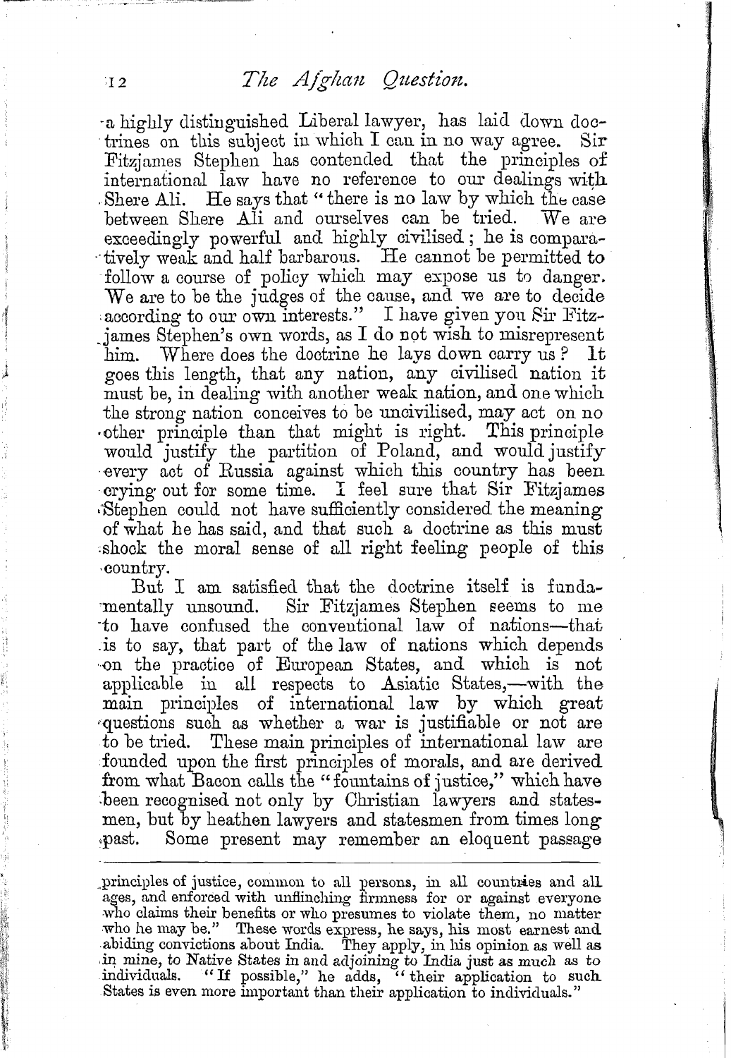a highly distinguished Liberal lawyer, has laid down doctrines on this subject in which I can in no way agree. Sir Fitzjames Stephen has contended that the principles of international law have no reference to our dealings with Shere Ali. He says that "there is no law by which the case between Shere Ali and ourselves can be tried. We are exceedingly powerful and highly civilised; he is comparatively weak and half barbarous. He cannot be permitted to follow a course of policy which may expose us to danger. We are to be the judges of the cause, and we are to decide according to our own interests." I have given you Sir Fitzjames Stephen's own words, as I do not wish to misrepresent him. Where does the doctrine he lays down carry us? It goes this length, that any nation, any civilised nation it must be, in dealing with another weak nation, and one which the strong nation conceives to be uncivilised, may act on no other principle than that might is right. This principle would justify the partition of Poland, and would justify every act of Russia against which this country has been crying out for some time. I feel sure that Sir Fitzjames Stephen could not have sufficiently considered the meaning of what he has said, and that such a doctrine as this must shock the moral sense of all right feeling people of this country.

But I am satisfied that the doctrine itself is fundamentally unsound. Sir Fitzjames Stephen seems to me to have confused the conventional law of nations—that is to say, that part of the law of nations which depends on the practice of European States, and which is not applicable in all respects to Asiatic States,—with the main principles of international law by which great questions such as whether a war is justifiable or not are to be tried. These main principles of international law are founded upon the first principles of morals, and are derived from what Bacon calls the "fountains of justice," which have been recognised not only by Christian lawyers and statesmen, but by heathen lawyers and statesmen from times long past. Some present may remember an eloquent passage

---

principles of justice, common to all persons, in all countries and all ages, and enforced with unflinching firmness for or against everyone who claims their benefits or who presumes to violate them, no matter who he may be." These words express, he says, his most earnest and abiding convictions about India. They apply, in his opinion as well as in mine, to Native States in and adjoining to India just as much as to individuals. "If possible," he adds, "their application to such States is even more important than their application to individuals."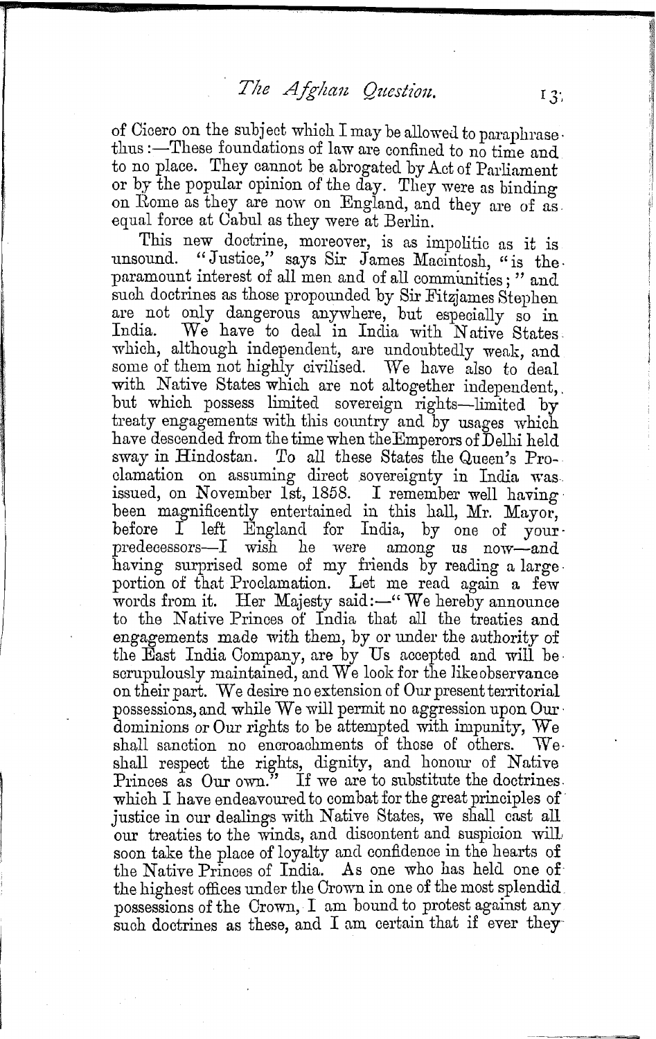of Cicero on the subject which I may be allowed to paraphrase thus:—These foundations of law are confined to no time and to no place. They cannot be abrogated by Act of Parliament or by the popular opinion of the day. They were as binding on Rome as they are now on England, and they are of as equal force at Cabul as they were at Berlin.

This new doctrine, moreover, is as impolitic as it is unsound. "Justice," says Sir James Macintosh, "is the paramount interest of all men and of all communities;" and such doctrines as those propounded by Sir Fitzjames Stephen are not only dangerous anywhere, but especially so in India. We have to deal in India with Native States which, although independent, are undoubtedly weak, and some of them not highly civilised. We have also to deal with Native States which are not altogether independent, but which possess limited sovereign rights—limited by treaty engagements with this country and by usages which have descended from the time when the Emperors of Delhi held sway in Hindostan. To all these States the Queen's Proclamation on assuming direct sovereignty in India was issued, on November 1st, 1858. I remember well having been magnificently entertained in this hall, Mr. Mayor, before I left England for India, by one of your predecessors—I wish he were among us now—and having surprised some of my friends by reading a large portion of that Proclamation. Let me read again a few words from it. Her Majesty said:—"We hereby announce to the Native Princes of India that all the treaties and engagements made with them, by or under the authority of the East India Company, are by Us accepted and will be scrupulously maintained, and We look for the like observance on their part. We desire no extension of Our present territorial possessions, and while We will permit no aggression upon Our dominions or Our rights to be attempted with impunity, We shall sanction no encroachments of those of others. We shall respect the rights, dignity, and honour of Native Princes as Our own." If we are to substitute the doctrines which I have endeavoured to combat for the great principles of justice in our dealings with Native States, we shall cast all our treaties to the winds, and discontent and suspicion will soon take the place of loyalty and confidence in the hearts of the Native Princes of India. As one who has held one of the highest offices under the Crown in one of the most splendid possessions of the Crown, I am bound to protest against any such doctrines as these, and I am certain that if ever they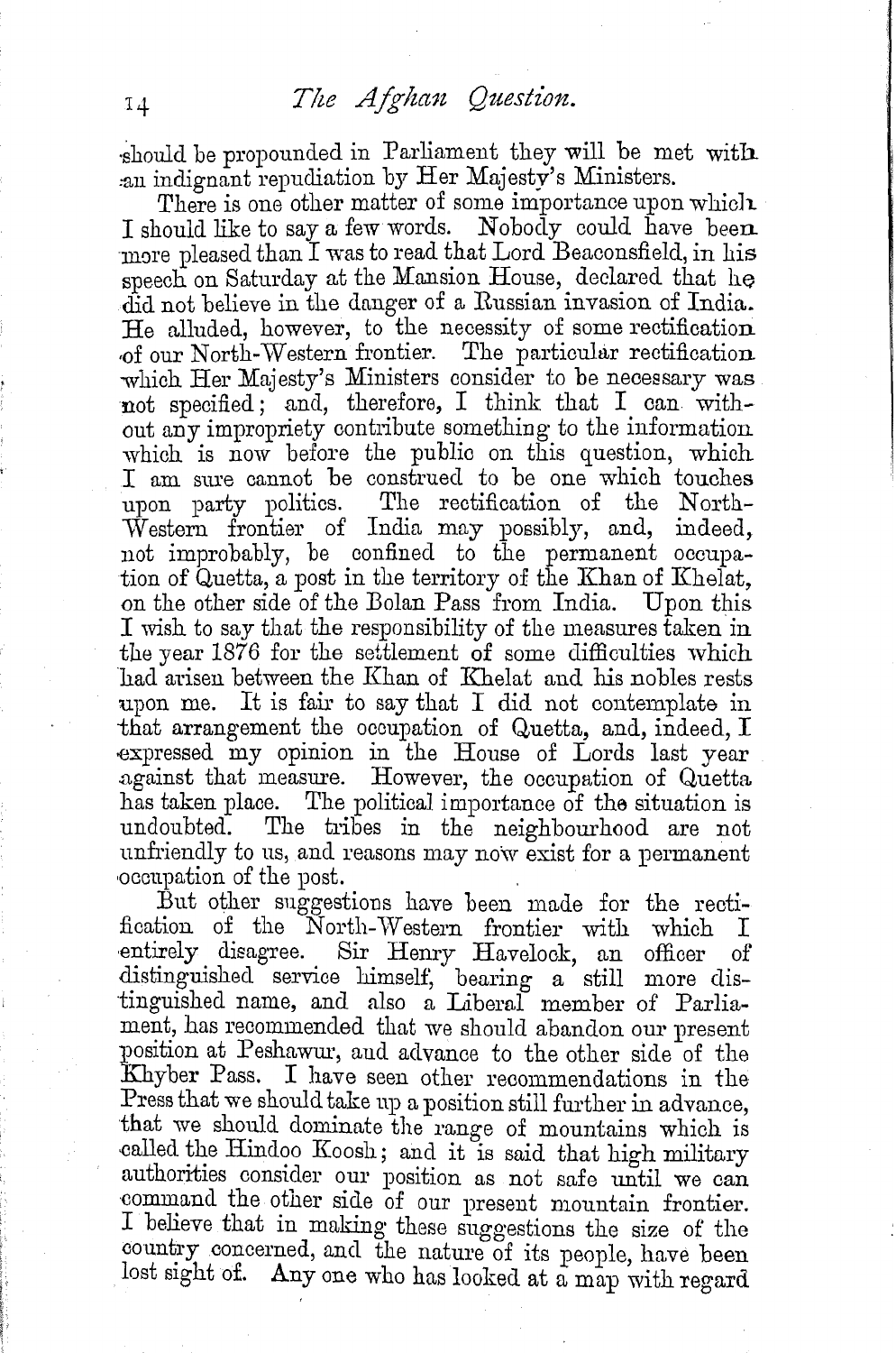should be propounded in Parliament they will be met with an indignant repudiation by Her Majesty's Ministers.

There is one other matter of some importance upon which I should like to say a few words. Nobody could have been more pleased than I was to read that Lord Beaconsfield, in his speech on Saturday at the Mansion House, declared that he did not believe in the danger of a Russian invasion of India. He alluded, however, to the necessity of some rectification of our North-Western frontier. The particular rectification which Her Majesty's Ministers consider to be necessary was not specified; and, therefore, I think that I can without any impropriety contribute something to the information which is now before the public on this question, which I am sure cannot be construed to be one which touches upon party politics. The rectification of the North-Western frontier of India may possibly, and, indeed, not improbably, be confined to the permanent occupation of Quetta, a post in the territory of the Khan of Khelat, on the other side of the Bolan Pass from India. Upon this I wish to say that the responsibility of the measures taken in the year 1876 for the settlement of some difficulties which had arisen between the Khan of Khelat and his nobles rests upon me. It is fair to say that I did not contemplate in that arrangement the occupation of Quetta, and, indeed, I expressed my opinion in the House of Lords last year against that measure. However, the occupation of Quetta has taken place. The political importance of the situation is undoubted. The tribes in the neighbourhood are not unfriendly to us, and reasons may now exist for a permanent occupation of the post.

But other suggestions have been made for the rectification of the North-Western frontier with which I entirely disagree. Sir Henry Havelock, an officer of distinguished service himself, bearing a still more distinguished name, and also a Liberal member of Parliament, has recommended that we should abandon our present position at Peshawur, and advance to the other side of the Khyber Pass. I have seen other recommendations in the Press that we should take up a position still further in advance, that we should dominate the range of mountains which is called the Hindoo Koosh; and it is said that high military authorities consider our position as not safe until we can command the other side of our present mountain frontier. I believe that in making these suggestions the size of the country concerned, and the nature of its people, have been lost sight of. Any one who has looked at a map with regard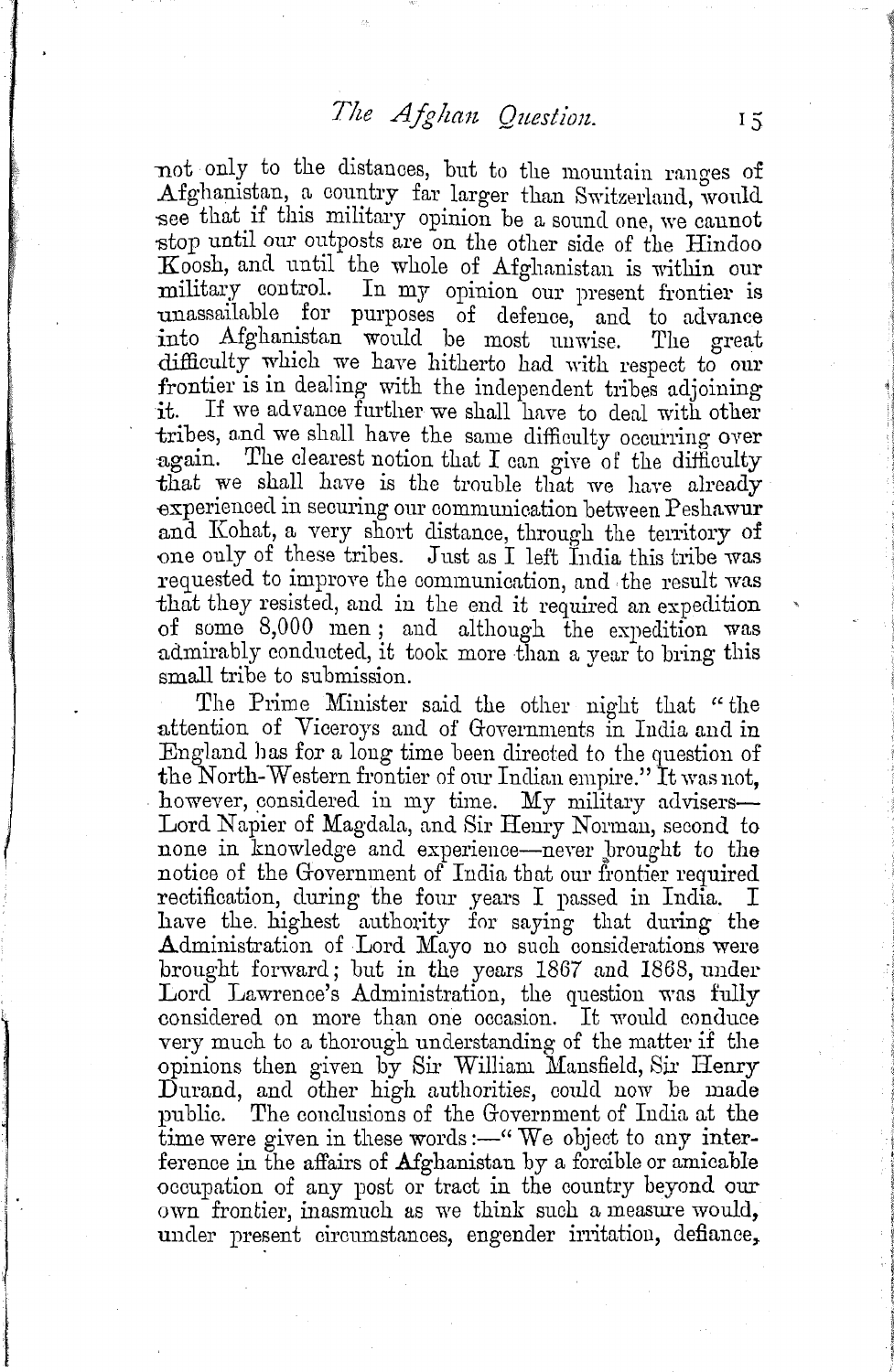not only to the distances, but to the mountain ranges of Afghanistan, a country far larger than Switzerland, would see that if this military opinion be a sound one, we cannot stop until our outposts are on the other side of the Hindoo Koosh, and until the whole of Afghanistan is within our military control. In my opinion our present frontier is unassailable for purposes of defence, and to advance into Afghanistan would be most unwise. The great difficulty which we have hitherto had with respect to our frontier is in dealing with the independent tribes adjoining it. If we advance further we shall have to deal with other tribes, and we shall have the same difficulty occurring over again. The clearest notion that I can give of the difficulty that we shall have is the trouble that we have already experienced in securing our communication between Peshawur and Kohat, a very short distance, through the territory of one only of these tribes. Just as I left India this tribe was requested to improve the communication, and the result was that they resisted, and in the end it required an expedition of some 8,000 men; and although the expedition was admirably conducted, it took more than a year to bring this small tribe to submission.

The Prime Minister said the other night that "the attention of Viceroys and of Governments in India and in England has for a long time been directed to the question of the North-Western frontier of our Indian empire." It was not, however, considered in my time. My military advisers—Lord Napier of Magdala, and Sir Henry Norman, second to none in knowledge and experience—never brought to the notice of the Government of India that our frontier required rectification, during the four years I passed in India. I have the highest authority for saying that during the Administration of Lord Mayo no such considerations were brought forward; but in the years 1867 and 1868, under Lord Lawrence's Administration, the question was fully considered on more than one occasion. It would conduce very much to a thorough understanding of the matter if the opinions then given by Sir William Mansfield, Sir Henry Durand, and other high authorities, could now be made public. The conclusions of the Government of India at the time were given in these words:—"We object to any interference in the affairs of Afghanistan by a forcible or amicable occupation of any post or tract in the country beyond our own frontier, inasmuch as we think such a measure would, under present circumstances, engender irritation, defiance,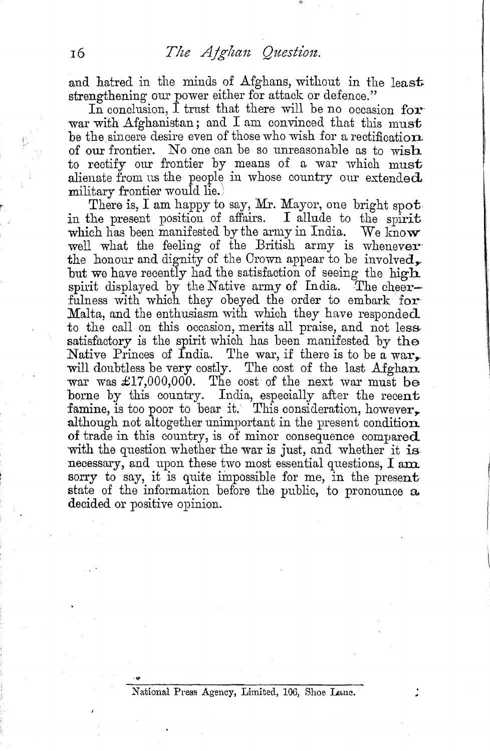and hatred in the minds of Afghans, without in the least strengthening our power either for attack or defence."

In conclusion, I trust that there will be no occasion for war with Afghanistan; and I am convinced that this must be the sincere desire even of those who wish for a rectification of our frontier. No one can be so unreasonable as to wish to rectify our frontier by means of a war which must alienate from us the people in whose country our extended military frontier would lie.

There is, I am happy to say, Mr. Mayor, one bright spot in the present position of affairs. I allude to the spirit which has been manifested by the army in India. We know well what the feeling of the British army is whenever the honour and dignity of the Crown appear to be involved, but we have recently had the satisfaction of seeing the high spirit displayed by the Native army of India. The cheerfulness with which they obeyed the order to embark for Malta, and the enthusiasm with which they have responded to the call on this occasion, merits all praise, and not less satisfactory is the spirit which has been manifested by the Native Princes of India. The war, if there is to be a war, will doubtless be very costly. The cost of the last Afghan war was £17,000,000. The cost of the next war must be borne by this country. India, especially after the recent famine, is too poor to bear it. This consideration, however, although not altogether unimportant in the present condition of trade in this country, is of minor consequence compared with the question whether the war is just, and whether it is necessary, and upon these two most essential questions, I am sorry to say, it is quite impossible for me, in the present state of the information before the public, to pronounce a decided or positive opinion.

National Press Agency, Limited, 106, Shoe Lane.